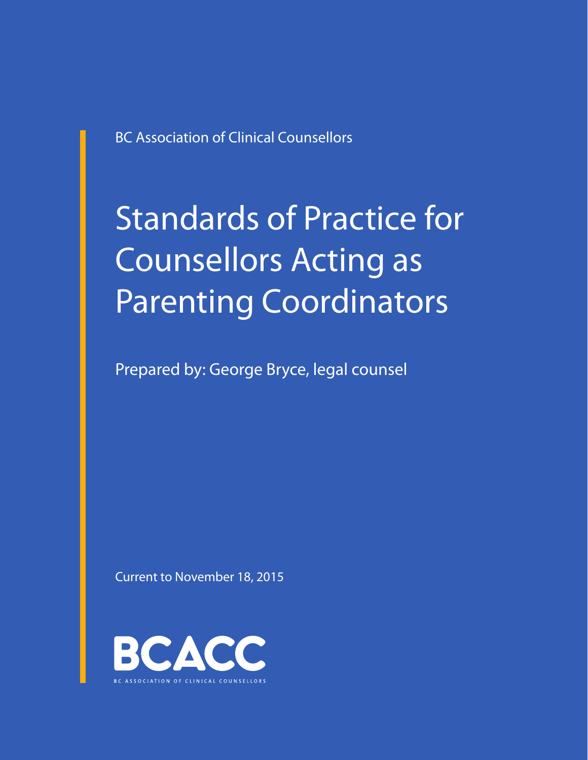BC Association of Clinical Counsellors

# Standards of Practice for Counsellors Acting as Parenting Coordinators

Prepared by: George Bryce, legal counsel

Current to November 18, 2015

BCACC

BC ASSOCIATION OF CLINICAL COUNSELLORS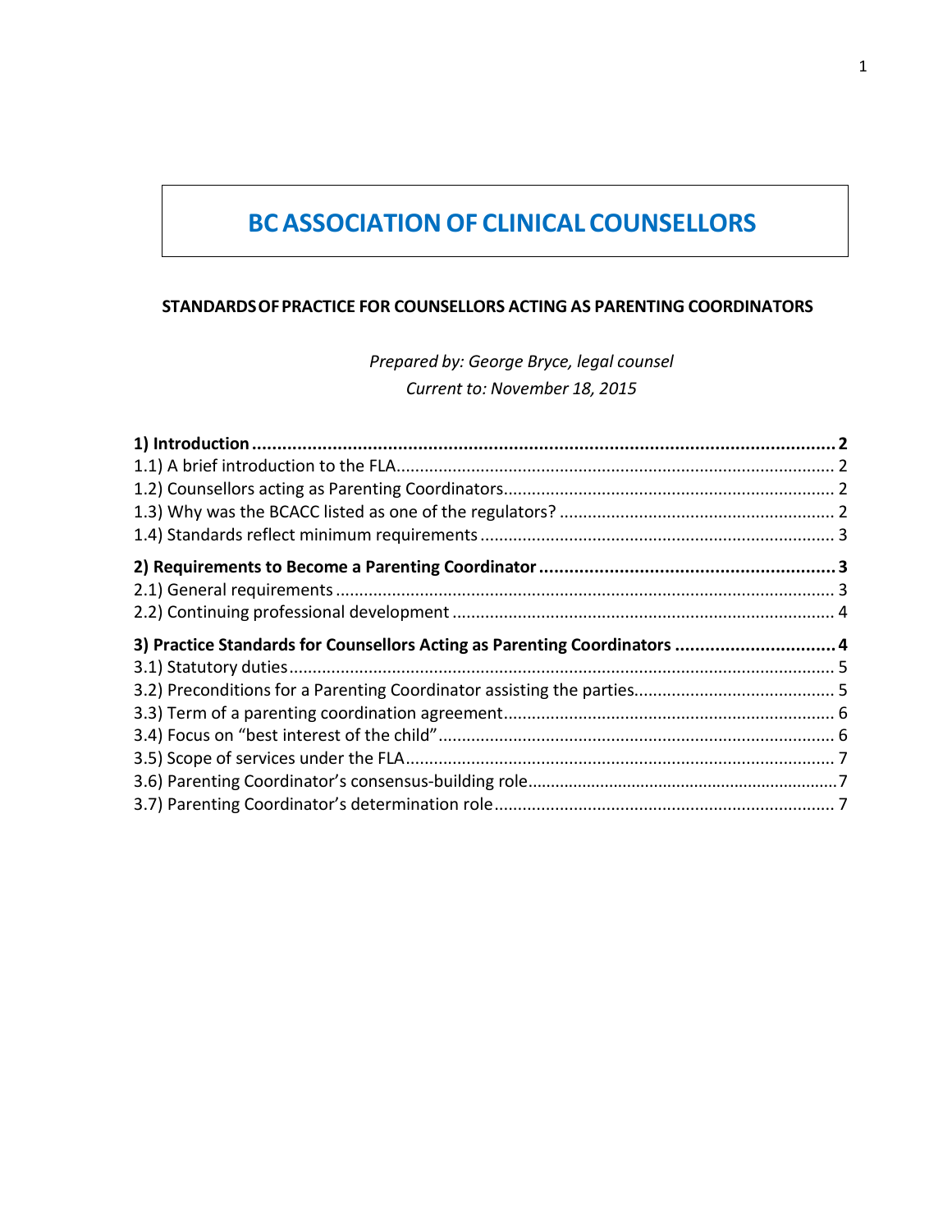# BC ASSOCIATION OF CLINICAL COUNSELLORS

**STANDARDS OF PRACTICE FOR COUNSELLORS ACTING AS PARENTING COORDINATORS**

*Prepared by: George Bryce, legal counsel*
*Current to: November 18, 2015*

**1) Introduction .......... 2**
1.1) A brief introduction to the FLA .......... 2
1.2) Counsellors acting as Parenting Coordinators .......... 2
1.3) Why was the BCACC listed as one of the regulators? .......... 2
1.4) Standards reflect minimum requirements .......... 3

**2) Requirements to Become a Parenting Coordinator .......... 3**
2.1) General requirements .......... 3
2.2) Continuing professional development .......... 4

**3) Practice Standards for Counsellors Acting as Parenting Coordinators .......... 4**
3.1) Statutory duties .......... 5
3.2) Preconditions for a Parenting Coordinator assisting the parties .......... 5
3.3) Term of a parenting coordination agreement .......... 6
3.4) Focus on "best interest of the child" .......... 6
3.5) Scope of services under the FLA .......... 7
3.6) Parenting Coordinator's consensus-building role .......... 7
3.7) Parenting Coordinator's determination role .......... 7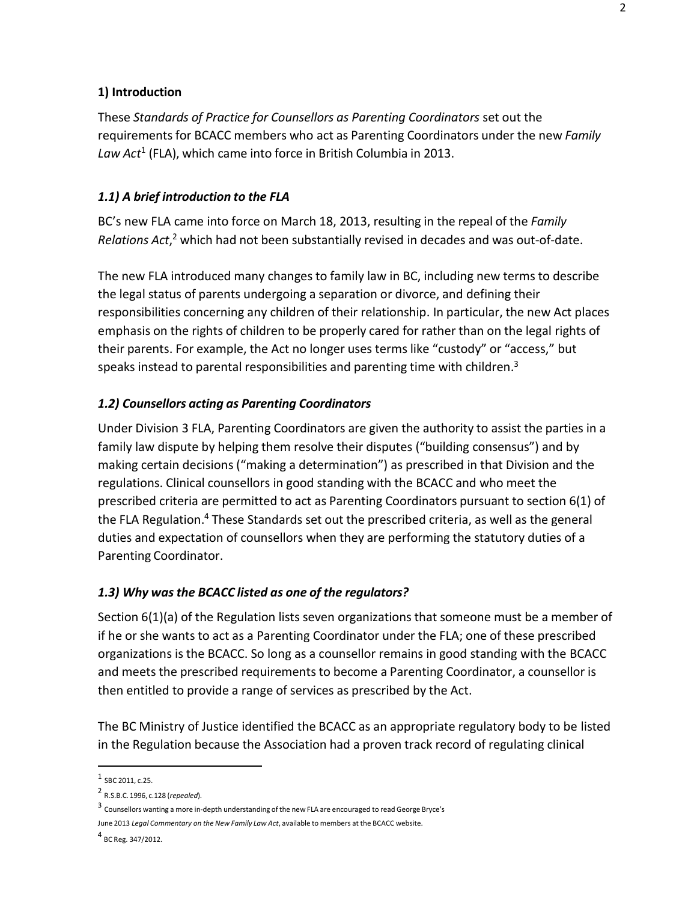## 1) Introduction

These *Standards of Practice for Counsellors as Parenting Coordinators* set out the requirements for BCACC members who act as Parenting Coordinators under the new *Family Law Act*[1] (FLA), which came into force in British Columbia in 2013.

### *1.1) A brief introduction to the FLA*

BC's new FLA came into force on March 18, 2013, resulting in the repeal of the *Family Relations Act*,[2] which had not been substantially revised in decades and was out-of-date.

The new FLA introduced many changes to family law in BC, including new terms to describe the legal status of parents undergoing a separation or divorce, and defining their responsibilities concerning any children of their relationship. In particular, the new Act places emphasis on the rights of children to be properly cared for rather than on the legal rights of their parents. For example, the Act no longer uses terms like "custody" or "access," but speaks instead to parental responsibilities and parenting time with children.[3]

### *1.2) Counsellors acting as Parenting Coordinators*

Under Division 3 FLA, Parenting Coordinators are given the authority to assist the parties in a family law dispute by helping them resolve their disputes ("building consensus") and by making certain decisions ("making a determination") as prescribed in that Division and the regulations. Clinical counsellors in good standing with the BCACC and who meet the prescribed criteria are permitted to act as Parenting Coordinators pursuant to section 6(1) of the FLA Regulation.[4] These Standards set out the prescribed criteria, as well as the general duties and expectation of counsellors when they are performing the statutory duties of a Parenting Coordinator.

### *1.3) Why was the BCACC listed as one of the regulators?*

Section 6(1)(a) of the Regulation lists seven organizations that someone must be a member of if he or she wants to act as a Parenting Coordinator under the FLA; one of these prescribed organizations is the BCACC. So long as a counsellor remains in good standing with the BCACC and meets the prescribed requirements to become a Parenting Coordinator, a counsellor is then entitled to provide a range of services as prescribed by the Act.

The BC Ministry of Justice identified the BCACC as an appropriate regulatory body to be listed in the Regulation because the Association had a proven track record of regulating clinical

---

[1] SBC 2011, c.25.

[2] R.S.B.C. 1996, c.128 (*repealed*).

[3] Counsellors wanting a more in-depth understanding of the new FLA are encouraged to read George Bryce's June 2013 *Legal Commentary on the New Family Law Act*, available to members at the BCACC website.

[4] BC Reg. 347/2012.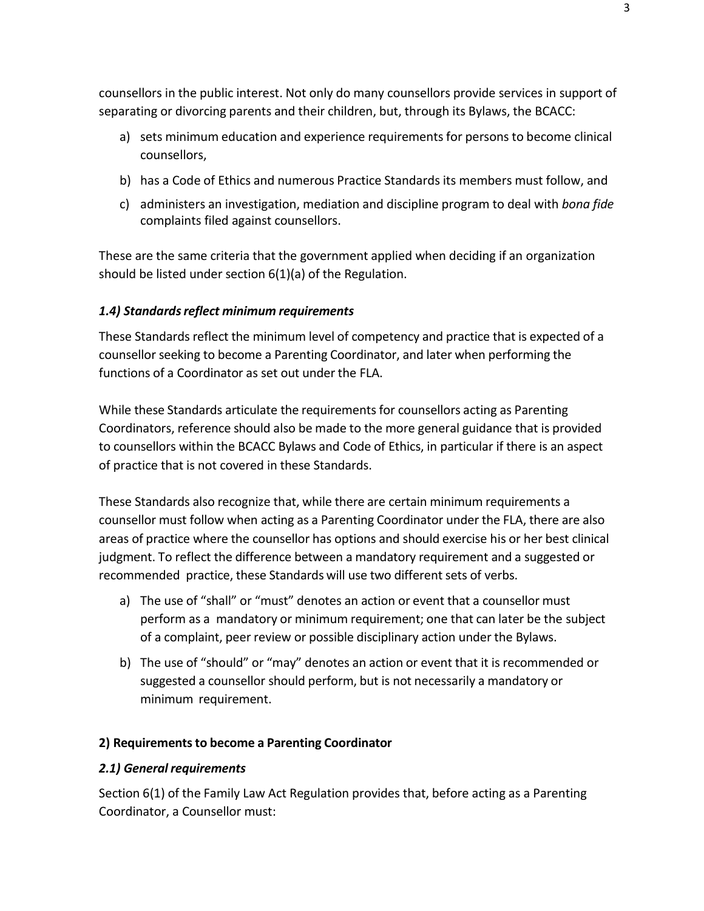counsellors in the public interest. Not only do many counsellors provide services in support of separating or divorcing parents and their children, but, through its Bylaws, the BCACC:

a) sets minimum education and experience requirements for persons to become clinical counsellors,

b) has a Code of Ethics and numerous Practice Standards its members must follow, and

c) administers an investigation, mediation and discipline program to deal with *bona fide* complaints filed against counsellors.

These are the same criteria that the government applied when deciding if an organization should be listed under section 6(1)(a) of the Regulation.

### *1.4) Standards reflect minimum requirements*

These Standards reflect the minimum level of competency and practice that is expected of a counsellor seeking to become a Parenting Coordinator, and later when performing the functions of a Coordinator as set out under the FLA.

While these Standards articulate the requirements for counsellors acting as Parenting Coordinators, reference should also be made to the more general guidance that is provided to counsellors within the BCACC Bylaws and Code of Ethics, in particular if there is an aspect of practice that is not covered in these Standards.

These Standards also recognize that, while there are certain minimum requirements a counsellor must follow when acting as a Parenting Coordinator under the FLA, there are also areas of practice where the counsellor has options and should exercise his or her best clinical judgment. To reflect the difference between a mandatory requirement and a suggested or recommended practice, these Standards will use two different sets of verbs.

a) The use of "shall" or "must" denotes an action or event that a counsellor must perform as a mandatory or minimum requirement; one that can later be the subject of a complaint, peer review or possible disciplinary action under the Bylaws.

b) The use of "should" or "may" denotes an action or event that it is recommended or suggested a counsellor should perform, but is not necessarily a mandatory or minimum requirement.

## 2) Requirements to become a Parenting Coordinator

### *2.1) General requirements*

Section 6(1) of the Family Law Act Regulation provides that, before acting as a Parenting Coordinator, a Counsellor must: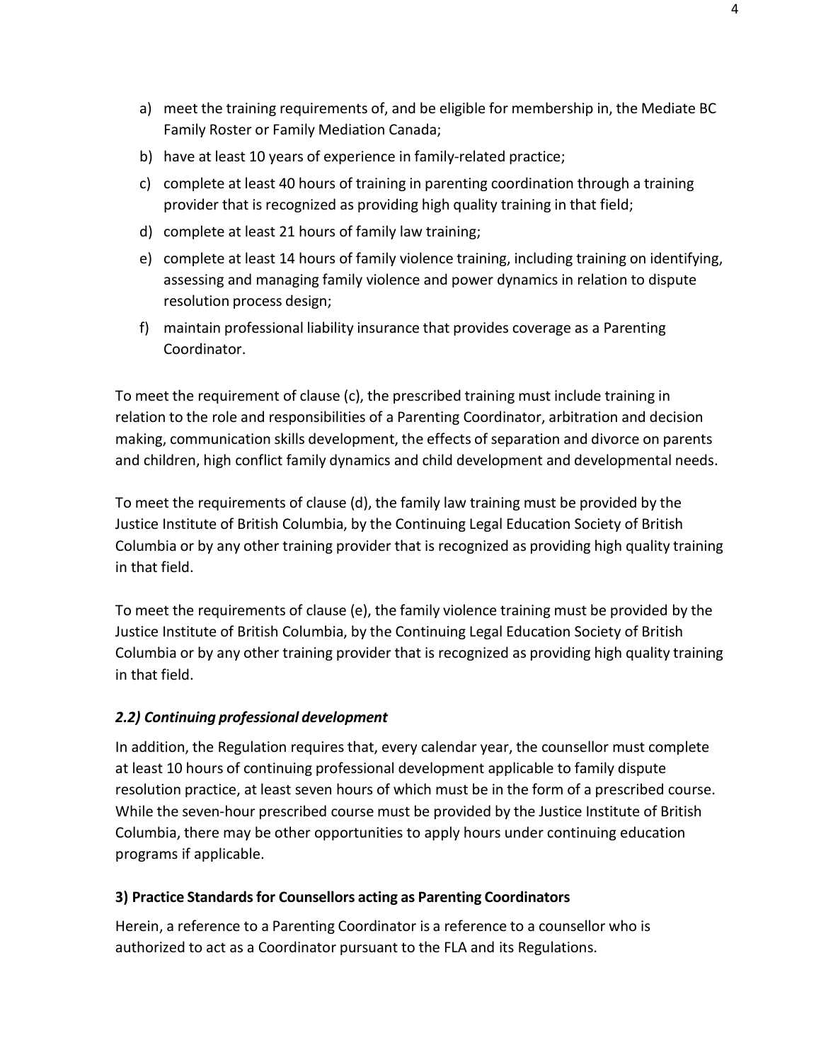a) meet the training requirements of, and be eligible for membership in, the Mediate BC Family Roster or Family Mediation Canada;
b) have at least 10 years of experience in family-related practice;
c) complete at least 40 hours of training in parenting coordination through a training provider that is recognized as providing high quality training in that field;
d) complete at least 21 hours of family law training;
e) complete at least 14 hours of family violence training, including training on identifying, assessing and managing family violence and power dynamics in relation to dispute resolution process design;
f) maintain professional liability insurance that provides coverage as a Parenting Coordinator.

To meet the requirement of clause (c), the prescribed training must include training in relation to the role and responsibilities of a Parenting Coordinator, arbitration and decision making, communication skills development, the effects of separation and divorce on parents and children, high conflict family dynamics and child development and developmental needs.

To meet the requirements of clause (d), the family law training must be provided by the Justice Institute of British Columbia, by the Continuing Legal Education Society of British Columbia or by any other training provider that is recognized as providing high quality training in that field.

To meet the requirements of clause (e), the family violence training must be provided by the Justice Institute of British Columbia, by the Continuing Legal Education Society of British Columbia or by any other training provider that is recognized as providing high quality training in that field.

### *2.2) Continuing professional development*

In addition, the Regulation requires that, every calendar year, the counsellor must complete at least 10 hours of continuing professional development applicable to family dispute resolution practice, at least seven hours of which must be in the form of a prescribed course. While the seven-hour prescribed course must be provided by the Justice Institute of British Columbia, there may be other opportunities to apply hours under continuing education programs if applicable.

## 3) Practice Standards for Counsellors acting as Parenting Coordinators

Herein, a reference to a Parenting Coordinator is a reference to a counsellor who is authorized to act as a Coordinator pursuant to the FLA and its Regulations.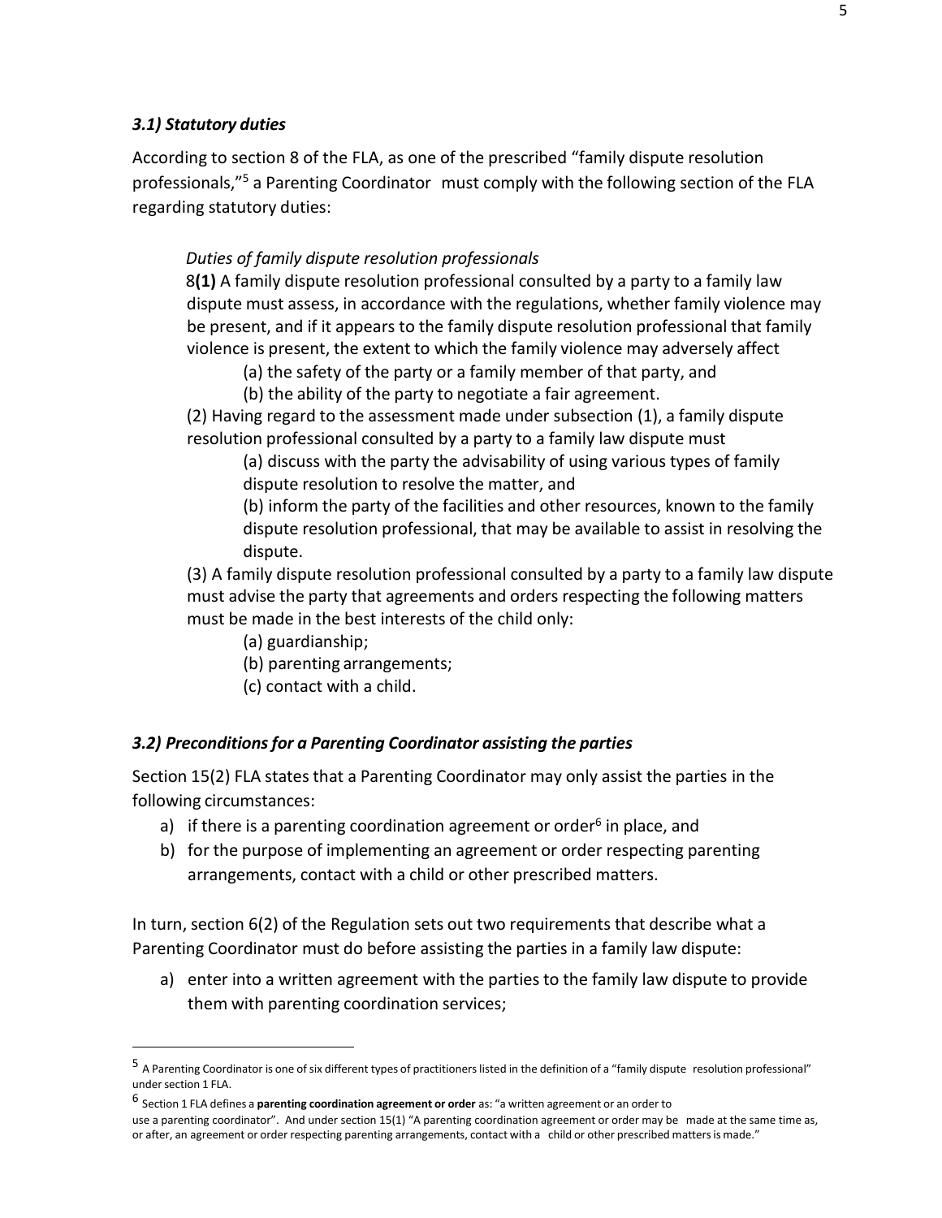### *3.1) Statutory duties*

According to section 8 of the FLA, as one of the prescribed "family dispute resolution professionals,"[5] a Parenting Coordinator must comply with the following section of the FLA regarding statutory duties:

> *Duties of family dispute resolution professionals*
>
> 8**(1)** A family dispute resolution professional consulted by a party to a family law dispute must assess, in accordance with the regulations, whether family violence may be present, and if it appears to the family dispute resolution professional that family violence is present, the extent to which the family violence may adversely affect
>
> (a) the safety of the party or a family member of that party, and
>
> (b) the ability of the party to negotiate a fair agreement.
>
> (2) Having regard to the assessment made under subsection (1), a family dispute resolution professional consulted by a party to a family law dispute must
>
> (a) discuss with the party the advisability of using various types of family dispute resolution to resolve the matter, and
>
> (b) inform the party of the facilities and other resources, known to the family dispute resolution professional, that may be available to assist in resolving the dispute.
>
> (3) A family dispute resolution professional consulted by a party to a family law dispute must advise the party that agreements and orders respecting the following matters must be made in the best interests of the child only:
>
> (a) guardianship;
>
> (b) parenting arrangements;
>
> (c) contact with a child.

### *3.2) Preconditions for a Parenting Coordinator assisting the parties*

Section 15(2) FLA states that a Parenting Coordinator may only assist the parties in the following circumstances:

a) if there is a parenting coordination agreement or order[6] in place, and
b) for the purpose of implementing an agreement or order respecting parenting arrangements, contact with a child or other prescribed matters.

In turn, section 6(2) of the Regulation sets out two requirements that describe what a Parenting Coordinator must do before assisting the parties in a family law dispute:

a) enter into a written agreement with the parties to the family law dispute to provide them with parenting coordination services;

---

[5] A Parenting Coordinator is one of six different types of practitioners listed in the definition of a "family dispute resolution professional" under section 1 FLA.

[6] Section 1 FLA defines a **parenting coordination agreement or order** as: "a written agreement or an order to use a parenting coordinator". And under section 15(1) "A parenting coordination agreement or order may be made at the same time as, or after, an agreement or order respecting parenting arrangements, contact with a child or other prescribed matters is made."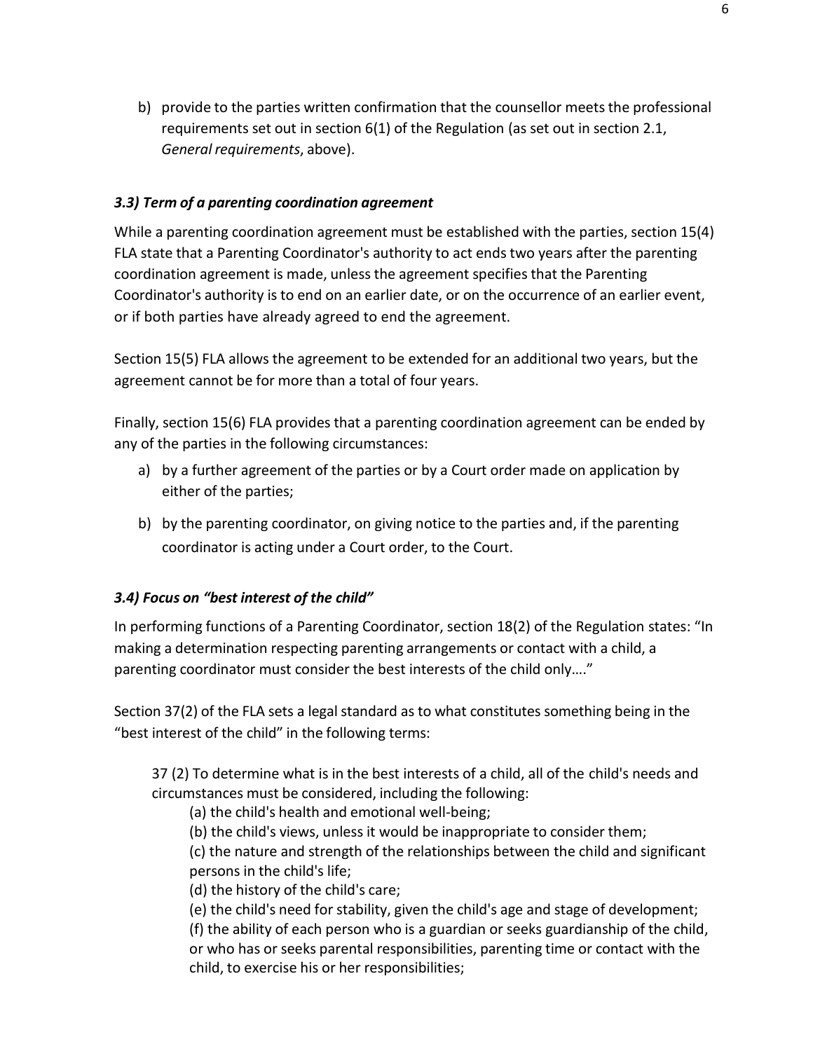b) provide to the parties written confirmation that the counsellor meets the professional requirements set out in section 6(1) of the Regulation (as set out in section 2.1, *General requirements*, above).

### *3.3) Term of a parenting coordination agreement*

While a parenting coordination agreement must be established with the parties, section 15(4) FLA state that a Parenting Coordinator's authority to act ends two years after the parenting coordination agreement is made, unless the agreement specifies that the Parenting Coordinator's authority is to end on an earlier date, or on the occurrence of an earlier event, or if both parties have already agreed to end the agreement.

Section 15(5) FLA allows the agreement to be extended for an additional two years, but the agreement cannot be for more than a total of four years.

Finally, section 15(6) FLA provides that a parenting coordination agreement can be ended by any of the parties in the following circumstances:

a) by a further agreement of the parties or by a Court order made on application by either of the parties;

b) by the parenting coordinator, on giving notice to the parties and, if the parenting coordinator is acting under a Court order, to the Court.

### *3.4) Focus on "best interest of the child"*

In performing functions of a Parenting Coordinator, section 18(2) of the Regulation states: "In making a determination respecting parenting arrangements or contact with a child, a parenting coordinator must consider the best interests of the child only…."

Section 37(2) of the FLA sets a legal standard as to what constitutes something being in the "best interest of the child" in the following terms:

> 37 (2) To determine what is in the best interests of a child, all of the child's needs and circumstances must be considered, including the following:
>
> (a) the child's health and emotional well-being;
>
> (b) the child's views, unless it would be inappropriate to consider them;
>
> (c) the nature and strength of the relationships between the child and significant persons in the child's life;
>
> (d) the history of the child's care;
>
> (e) the child's need for stability, given the child's age and stage of development;
>
> (f) the ability of each person who is a guardian or seeks guardianship of the child, or who has or seeks parental responsibilities, parenting time or contact with the child, to exercise his or her responsibilities;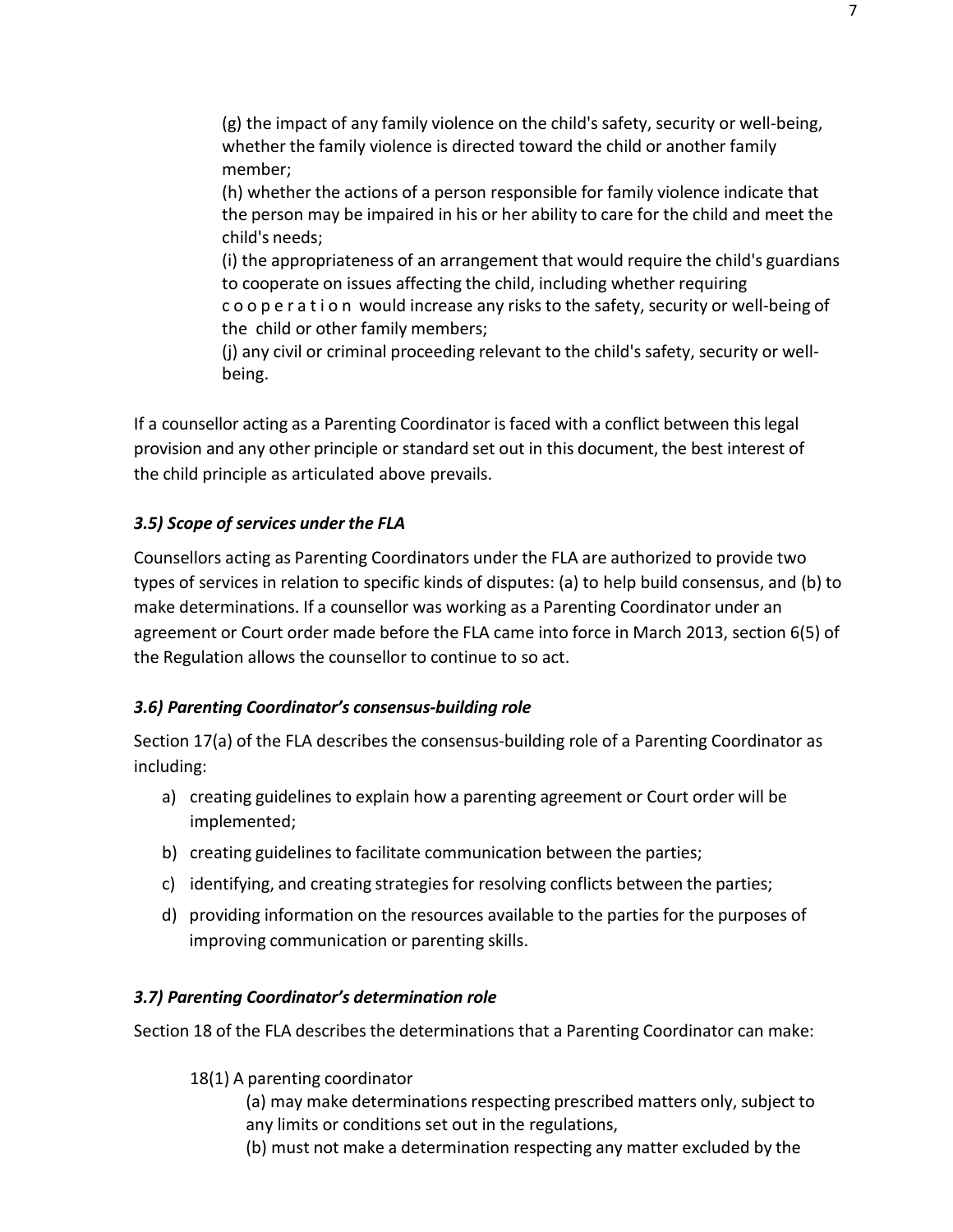(g) the impact of any family violence on the child's safety, security or well-being, whether the family violence is directed toward the child or another family member;

(h) whether the actions of a person responsible for family violence indicate that the person may be impaired in his or her ability to care for the child and meet the child's needs;

(i) the appropriateness of an arrangement that would require the child's guardians to cooperate on issues affecting the child, including whether requiring cooperation would increase any risks to the safety, security or well-being of the child or other family members;

(j) any civil or criminal proceeding relevant to the child's safety, security or well-being.

If a counsellor acting as a Parenting Coordinator is faced with a conflict between this legal provision and any other principle or standard set out in this document, the best interest of the child principle as articulated above prevails.

### *3.5) Scope of services under the FLA*

Counsellors acting as Parenting Coordinators under the FLA are authorized to provide two types of services in relation to specific kinds of disputes: (a) to help build consensus, and (b) to make determinations. If a counsellor was working as a Parenting Coordinator under an agreement or Court order made before the FLA came into force in March 2013, section 6(5) of the Regulation allows the counsellor to continue to so act.

### *3.6) Parenting Coordinator's consensus-building role*

Section 17(a) of the FLA describes the consensus-building role of a Parenting Coordinator as including:

a) creating guidelines to explain how a parenting agreement or Court order will be implemented;
b) creating guidelines to facilitate communication between the parties;
c) identifying, and creating strategies for resolving conflicts between the parties;
d) providing information on the resources available to the parties for the purposes of improving communication or parenting skills.

### *3.7) Parenting Coordinator's determination role*

Section 18 of the FLA describes the determinations that a Parenting Coordinator can make:

18(1) A parenting coordinator

(a) may make determinations respecting prescribed matters only, subject to any limits or conditions set out in the regulations,

(b) must not make a determination respecting any matter excluded by the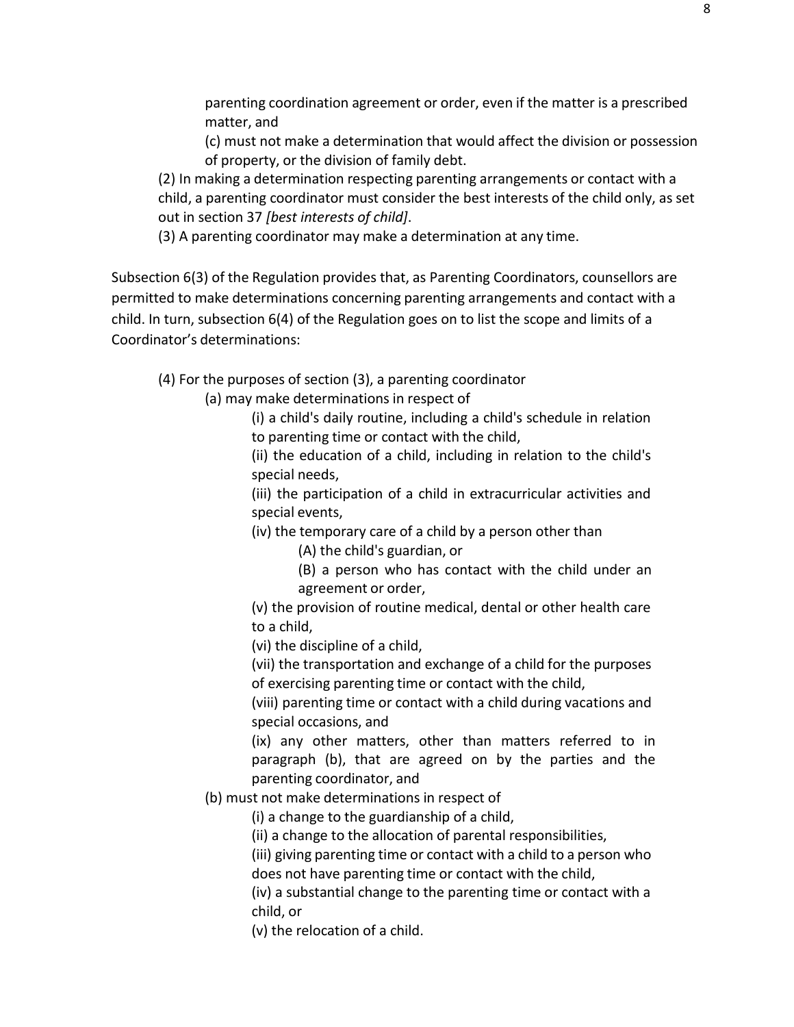parenting coordination agreement or order, even if the matter is a prescribed matter, and

(c) must not make a determination that would affect the division or possession of property, or the division of family debt.

(2) In making a determination respecting parenting arrangements or contact with a child, a parenting coordinator must consider the best interests of the child only, as set out in section 37 *[best interests of child]*.

(3) A parenting coordinator may make a determination at any time.

Subsection 6(3) of the Regulation provides that, as Parenting Coordinators, counsellors are permitted to make determinations concerning parenting arrangements and contact with a child. In turn, subsection 6(4) of the Regulation goes on to list the scope and limits of a Coordinator's determinations:

(4) For the purposes of section (3), a parenting coordinator

(a) may make determinations in respect of

(i) a child's daily routine, including a child's schedule in relation to parenting time or contact with the child,

(ii) the education of a child, including in relation to the child's special needs,

(iii) the participation of a child in extracurricular activities and special events,

(iv) the temporary care of a child by a person other than

(A) the child's guardian, or

(B) a person who has contact with the child under an agreement or order,

(v) the provision of routine medical, dental or other health care to a child,

(vi) the discipline of a child,

(vii) the transportation and exchange of a child for the purposes of exercising parenting time or contact with the child,

(viii) parenting time or contact with a child during vacations and special occasions, and

(ix) any other matters, other than matters referred to in paragraph (b), that are agreed on by the parties and the parenting coordinator, and

(b) must not make determinations in respect of

(i) a change to the guardianship of a child,

(ii) a change to the allocation of parental responsibilities,

(iii) giving parenting time or contact with a child to a person who does not have parenting time or contact with the child,

(iv) a substantial change to the parenting time or contact with a child, or

(v) the relocation of a child.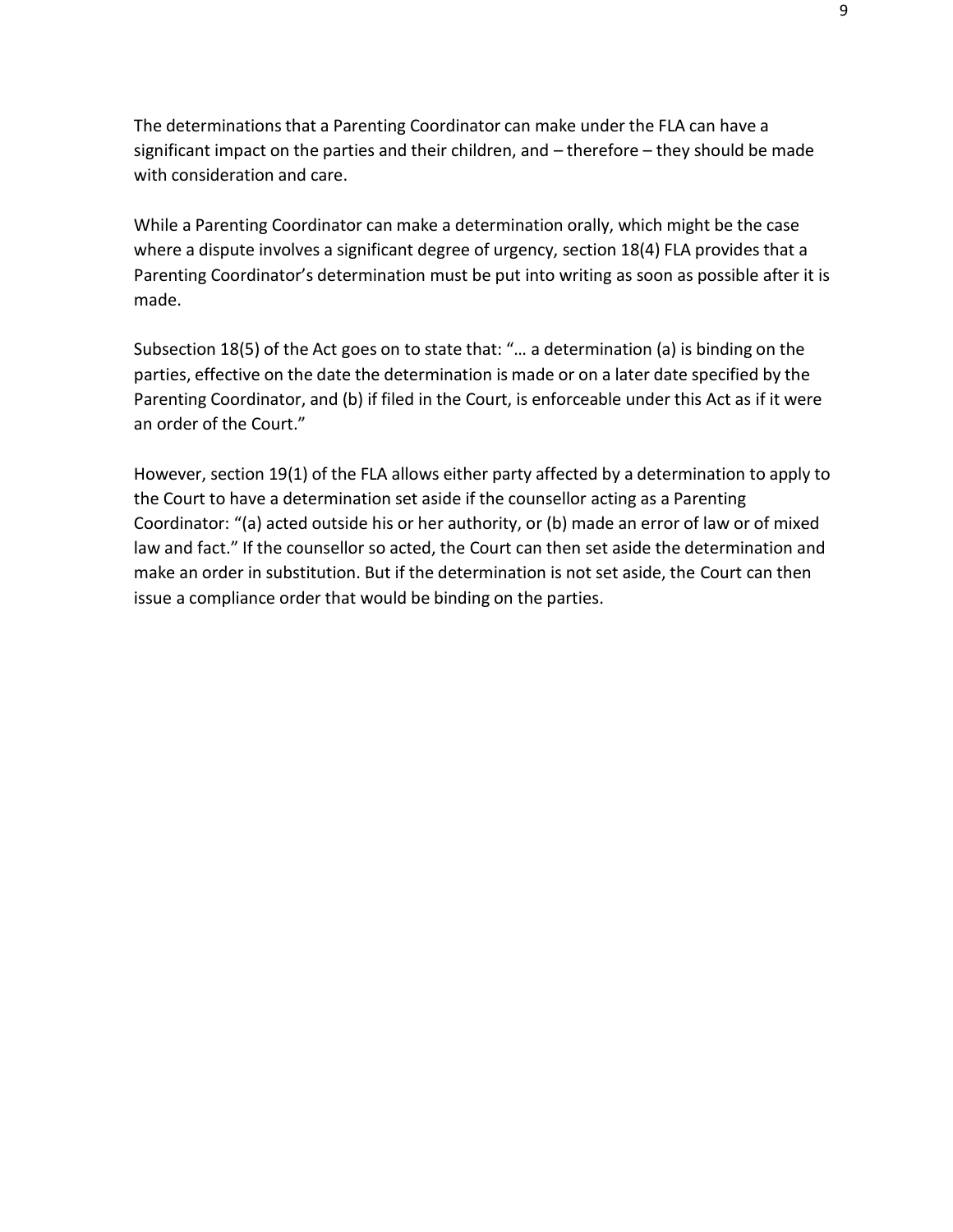The determinations that a Parenting Coordinator can make under the FLA can have a significant impact on the parties and their children, and – therefore – they should be made with consideration and care.

While a Parenting Coordinator can make a determination orally, which might be the case where a dispute involves a significant degree of urgency, section 18(4) FLA provides that a Parenting Coordinator's determination must be put into writing as soon as possible after it is made.

Subsection 18(5) of the Act goes on to state that: "… a determination (a) is binding on the parties, effective on the date the determination is made or on a later date specified by the Parenting Coordinator, and (b) if filed in the Court, is enforceable under this Act as if it were an order of the Court."

However, section 19(1) of the FLA allows either party affected by a determination to apply to the Court to have a determination set aside if the counsellor acting as a Parenting Coordinator: "(a) acted outside his or her authority, or (b) made an error of law or of mixed law and fact." If the counsellor so acted, the Court can then set aside the determination and make an order in substitution. But if the determination is not set aside, the Court can then issue a compliance order that would be binding on the parties.